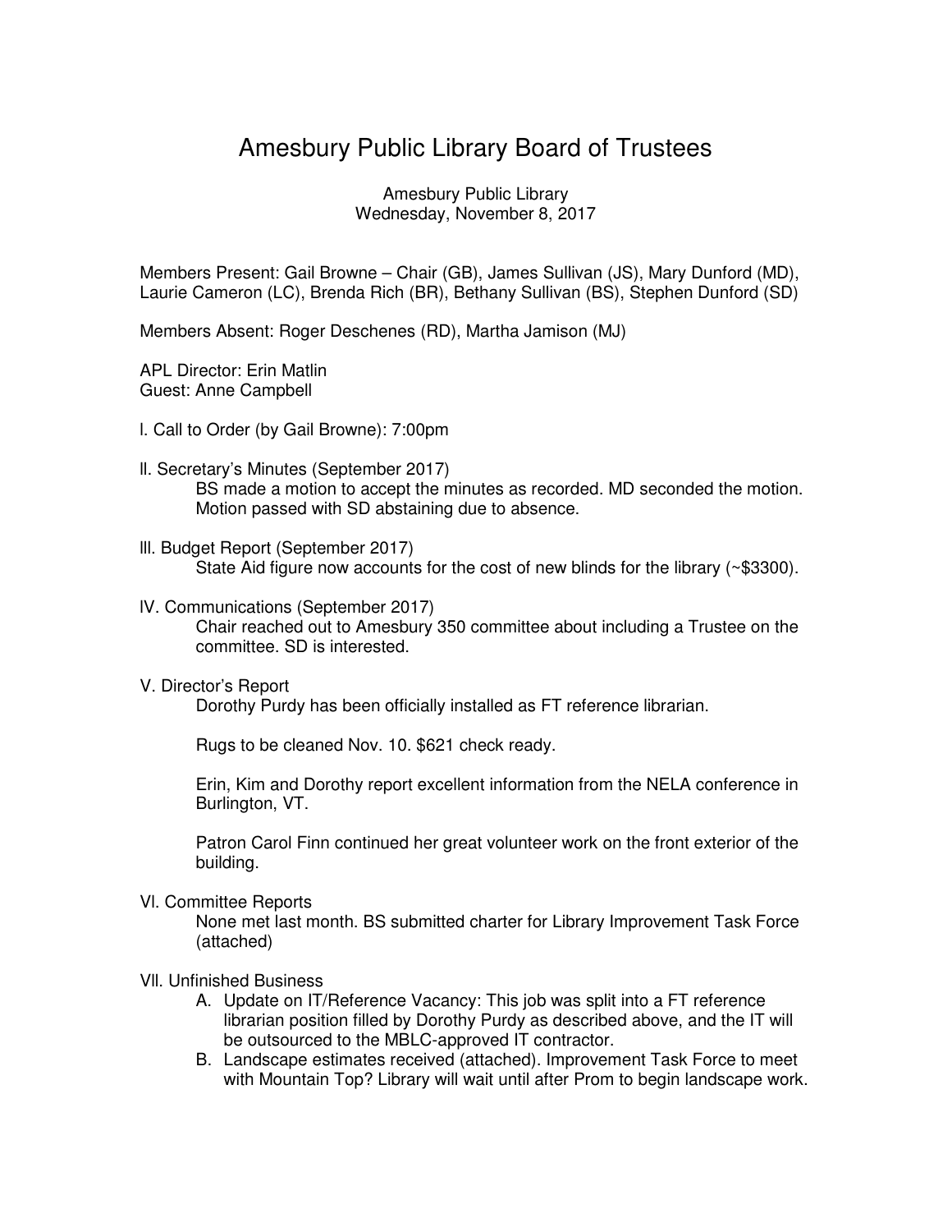# Amesbury Public Library Board of Trustees

Amesbury Public Library
Wednesday, November 8, 2017

Members Present: Gail Browne – Chair (GB), James Sullivan (JS), Mary Dunford (MD), Laurie Cameron (LC), Brenda Rich (BR), Bethany Sullivan (BS), Stephen Dunford (SD)

Members Absent: Roger Deschenes (RD), Martha Jamison (MJ)

APL Director: Erin Matlin
Guest: Anne Campbell

I. Call to Order (by Gail Browne): 7:00pm

II. Secretary's Minutes (September 2017)

BS made a motion to accept the minutes as recorded. MD seconded the motion. Motion passed with SD abstaining due to absence.

III. Budget Report (September 2017)

State Aid figure now accounts for the cost of new blinds for the library (~$3300).

IV. Communications (September 2017)

Chair reached out to Amesbury 350 committee about including a Trustee on the committee. SD is interested.

V. Director's Report

Dorothy Purdy has been officially installed as FT reference librarian.

Rugs to be cleaned Nov. 10. $621 check ready.

Erin, Kim and Dorothy report excellent information from the NELA conference in Burlington, VT.

Patron Carol Finn continued her great volunteer work on the front exterior of the building.

VI. Committee Reports

None met last month. BS submitted charter for Library Improvement Task Force (attached)

VII. Unfinished Business

A. Update on IT/Reference Vacancy: This job was split into a FT reference librarian position filled by Dorothy Purdy as described above, and the IT will be outsourced to the MBLC-approved IT contractor.
B. Landscape estimates received (attached). Improvement Task Force to meet with Mountain Top? Library will wait until after Prom to begin landscape work.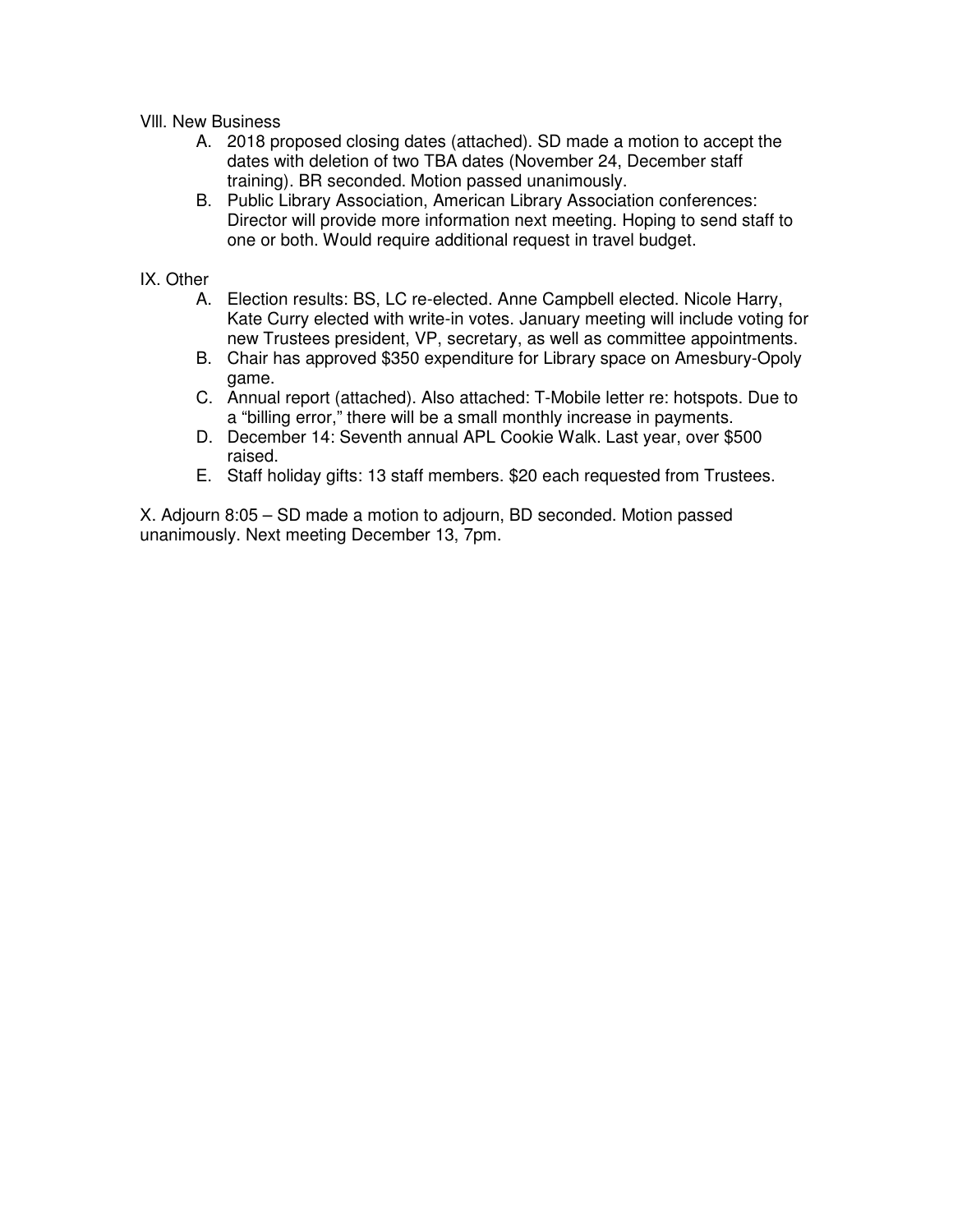VIII. New Business

A. 2018 proposed closing dates (attached). SD made a motion to accept the dates with deletion of two TBA dates (November 24, December staff training). BR seconded. Motion passed unanimously.
B. Public Library Association, American Library Association conferences: Director will provide more information next meeting. Hoping to send staff to one or both. Would require additional request in travel budget.

IX. Other

A. Election results: BS, LC re-elected. Anne Campbell elected. Nicole Harry, Kate Curry elected with write-in votes. January meeting will include voting for new Trustees president, VP, secretary, as well as committee appointments.
B. Chair has approved $350 expenditure for Library space on Amesbury-Opoly game.
C. Annual report (attached). Also attached: T-Mobile letter re: hotspots. Due to a "billing error," there will be a small monthly increase in payments.
D. December 14: Seventh annual APL Cookie Walk. Last year, over $500 raised.
E. Staff holiday gifts: 13 staff members. $20 each requested from Trustees.

X. Adjourn 8:05 – SD made a motion to adjourn, BD seconded. Motion passed unanimously. Next meeting December 13, 7pm.